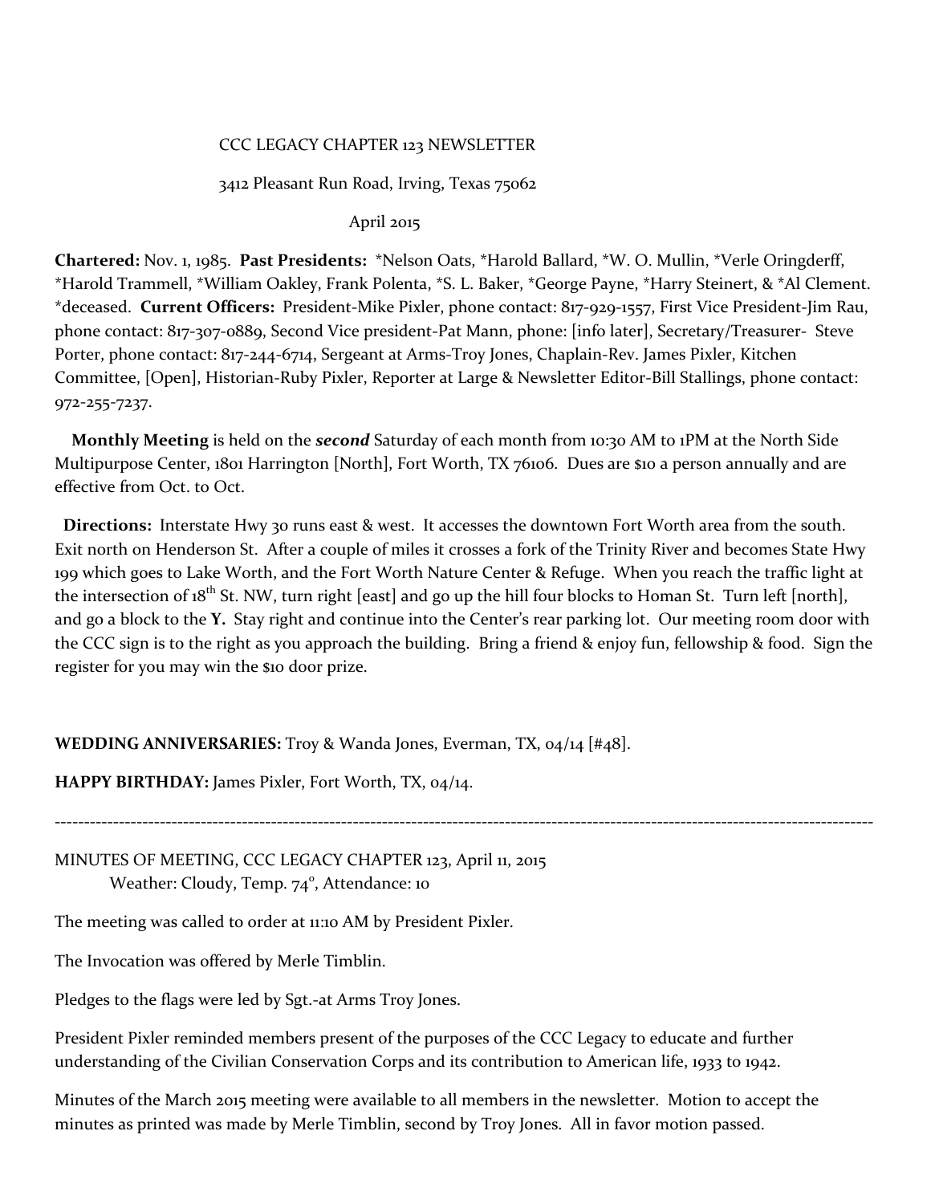CCC LEGACY CHAPTER 123 NEWSLETTER

3412 Pleasant Run Road, Irving, Texas 75062

April 2015

**Chartered:** Nov. 1, 1985. **Past Presidents:** *Nelson Oats, *Harold Ballard, *W. O. Mullin, *Verle Oringderff, *Harold Trammell, *William Oakley, Frank Polenta, *S. L. Baker, *George Payne, *Harry Steinert, & *Al Clement. *deceased. **Current Officers:** President-Mike Pixler, phone contact: 817-929-1557, First Vice President-Jim Rau, phone contact: 817-307-0889, Second Vice president-Pat Mann, phone: [info later], Secretary/Treasurer- Steve Porter, phone contact: 817-244-6714, Sergeant at Arms-Troy Jones, Chaplain-Rev. James Pixler, Kitchen Committee, [Open], Historian-Ruby Pixler, Reporter at Large & Newsletter Editor-Bill Stallings, phone contact: 972-255-7237.

**Monthly Meeting** is held on the ***second*** Saturday of each month from 10:30 AM to 1PM at the North Side Multipurpose Center, 1801 Harrington [North], Fort Worth, TX 76106. Dues are $10 a person annually and are effective from Oct. to Oct.

**Directions:** Interstate Hwy 30 runs east & west. It accesses the downtown Fort Worth area from the south. Exit north on Henderson St. After a couple of miles it crosses a fork of the Trinity River and becomes State Hwy 199 which goes to Lake Worth, and the Fort Worth Nature Center & Refuge. When you reach the traffic light at the intersection of 18th St. NW, turn right [east] and go up the hill four blocks to Homan St. Turn left [north], and go a block to the **Y.** Stay right and continue into the Center's rear parking lot. Our meeting room door with the CCC sign is to the right as you approach the building. Bring a friend & enjoy fun, fellowship & food. Sign the register for you may win the $10 door prize.

**WEDDING ANNIVERSARIES:** Troy & Wanda Jones, Everman, TX, 04/14 [#48].

**HAPPY BIRTHDAY:** James Pixler, Fort Worth, TX, 04/14.

---

MINUTES OF MEETING, CCC LEGACY CHAPTER 123, April 11, 2015
Weather: Cloudy, Temp. 74°, Attendance: 10

The meeting was called to order at 11:10 AM by President Pixler.

The Invocation was offered by Merle Timblin.

Pledges to the flags were led by Sgt.-at Arms Troy Jones.

President Pixler reminded members present of the purposes of the CCC Legacy to educate and further understanding of the Civilian Conservation Corps and its contribution to American life, 1933 to 1942.

Minutes of the March 2015 meeting were available to all members in the newsletter. Motion to accept the minutes as printed was made by Merle Timblin, second by Troy Jones. All in favor motion passed.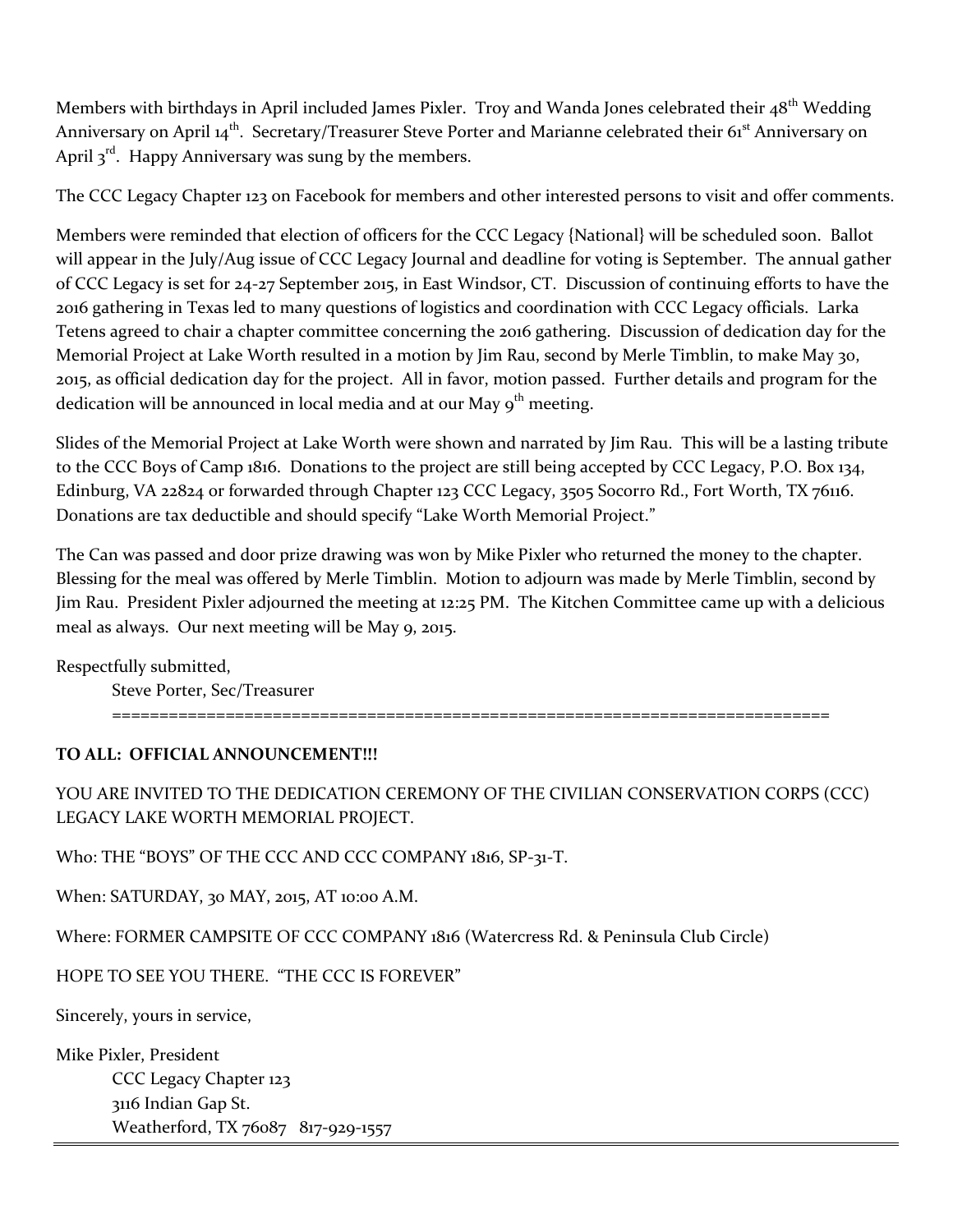Members with birthdays in April included James Pixler. Troy and Wanda Jones celebrated their 48th Wedding Anniversary on April 14th. Secretary/Treasurer Steve Porter and Marianne celebrated their 61st Anniversary on April 3rd. Happy Anniversary was sung by the members.

The CCC Legacy Chapter 123 on Facebook for members and other interested persons to visit and offer comments.

Members were reminded that election of officers for the CCC Legacy {National} will be scheduled soon. Ballot will appear in the July/Aug issue of CCC Legacy Journal and deadline for voting is September. The annual gather of CCC Legacy is set for 24-27 September 2015, in East Windsor, CT. Discussion of continuing efforts to have the 2016 gathering in Texas led to many questions of logistics and coordination with CCC Legacy officials. Larka Tetens agreed to chair a chapter committee concerning the 2016 gathering. Discussion of dedication day for the Memorial Project at Lake Worth resulted in a motion by Jim Rau, second by Merle Timblin, to make May 30, 2015, as official dedication day for the project. All in favor, motion passed. Further details and program for the dedication will be announced in local media and at our May 9th meeting.

Slides of the Memorial Project at Lake Worth were shown and narrated by Jim Rau. This will be a lasting tribute to the CCC Boys of Camp 1816. Donations to the project are still being accepted by CCC Legacy, P.O. Box 134, Edinburg, VA 22824 or forwarded through Chapter 123 CCC Legacy, 3505 Socorro Rd., Fort Worth, TX 76116. Donations are tax deductible and should specify "Lake Worth Memorial Project."

The Can was passed and door prize drawing was won by Mike Pixler who returned the money to the chapter. Blessing for the meal was offered by Merle Timblin. Motion to adjourn was made by Merle Timblin, second by Jim Rau. President Pixler adjourned the meeting at 12:25 PM. The Kitchen Committee came up with a delicious meal as always. Our next meeting will be May 9, 2015.

Respectfully submitted,

Steve Porter, Sec/Treasurer

==============================================================================

**TO ALL: OFFICIAL ANNOUNCEMENT!!!**

YOU ARE INVITED TO THE DEDICATION CEREMONY OF THE CIVILIAN CONSERVATION CORPS (CCC) LEGACY LAKE WORTH MEMORIAL PROJECT.

Who: THE "BOYS" OF THE CCC AND CCC COMPANY 1816, SP-31-T.

When: SATURDAY, 30 MAY, 2015, AT 10:00 A.M.

Where: FORMER CAMPSITE OF CCC COMPANY 1816 (Watercress Rd. & Peninsula Club Circle)

HOPE TO SEE YOU THERE. "THE CCC IS FOREVER"

Sincerely, yours in service,

Mike Pixler, President

CCC Legacy Chapter 123

3116 Indian Gap St.

Weatherford, TX 76087 817-929-1557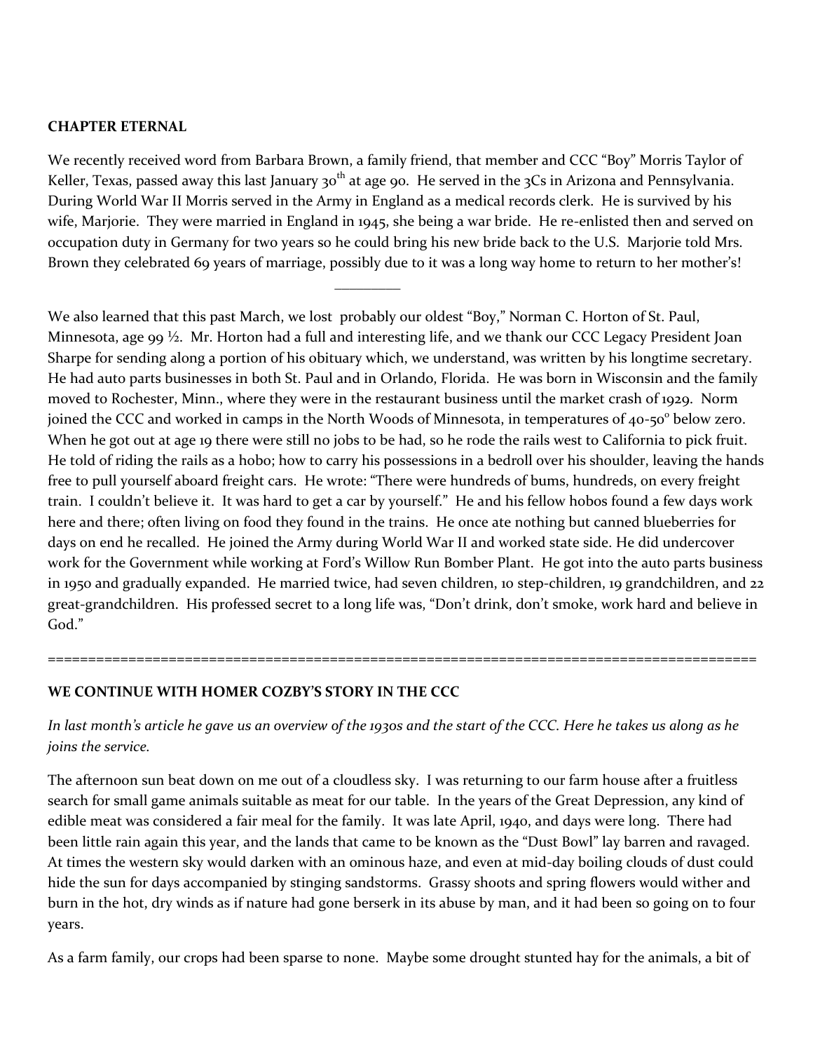**CHAPTER ETERNAL**

We recently received word from Barbara Brown, a family friend, that member and CCC "Boy" Morris Taylor of Keller, Texas, passed away this last January 30th at age 90. He served in the 3Cs in Arizona and Pennsylvania. During World War II Morris served in the Army in England as a medical records clerk. He is survived by his wife, Marjorie. They were married in England in 1945, she being a war bride. He re-enlisted then and served on occupation duty in Germany for two years so he could bring his new bride back to the U.S. Marjorie told Mrs. Brown they celebrated 69 years of marriage, possibly due to it was a long way home to return to her mother's!

---

We also learned that this past March, we lost probably our oldest "Boy," Norman C. Horton of St. Paul, Minnesota, age 99 ½. Mr. Horton had a full and interesting life, and we thank our CCC Legacy President Joan Sharpe for sending along a portion of his obituary which, we understand, was written by his longtime secretary. He had auto parts businesses in both St. Paul and in Orlando, Florida. He was born in Wisconsin and the family moved to Rochester, Minn., where they were in the restaurant business until the market crash of 1929. Norm joined the CCC and worked in camps in the North Woods of Minnesota, in temperatures of 40-50° below zero. When he got out at age 19 there were still no jobs to be had, so he rode the rails west to California to pick fruit. He told of riding the rails as a hobo; how to carry his possessions in a bedroll over his shoulder, leaving the hands free to pull yourself aboard freight cars. He wrote: "There were hundreds of bums, hundreds, on every freight train. I couldn't believe it. It was hard to get a car by yourself." He and his fellow hobos found a few days work here and there; often living on food they found in the trains. He once ate nothing but canned blueberries for days on end he recalled. He joined the Army during World War II and worked state side. He did undercover work for the Government while working at Ford's Willow Run Bomber Plant. He got into the auto parts business in 1950 and gradually expanded. He married twice, had seven children, 10 step-children, 19 grandchildren, and 22 great-grandchildren. His professed secret to a long life was, "Don't drink, don't smoke, work hard and believe in God."

---

**WE CONTINUE WITH HOMER COZBY'S STORY IN THE CCC**

*In last month's article he gave us an overview of the 1930s and the start of the CCC. Here he takes us along as he joins the service.*

The afternoon sun beat down on me out of a cloudless sky. I was returning to our farm house after a fruitless search for small game animals suitable as meat for our table. In the years of the Great Depression, any kind of edible meat was considered a fair meal for the family. It was late April, 1940, and days were long. There had been little rain again this year, and the lands that came to be known as the "Dust Bowl" lay barren and ravaged. At times the western sky would darken with an ominous haze, and even at mid-day boiling clouds of dust could hide the sun for days accompanied by stinging sandstorms. Grassy shoots and spring flowers would wither and burn in the hot, dry winds as if nature had gone berserk in its abuse by man, and it had been so going on to four years.

As a farm family, our crops had been sparse to none. Maybe some drought stunted hay for the animals, a bit of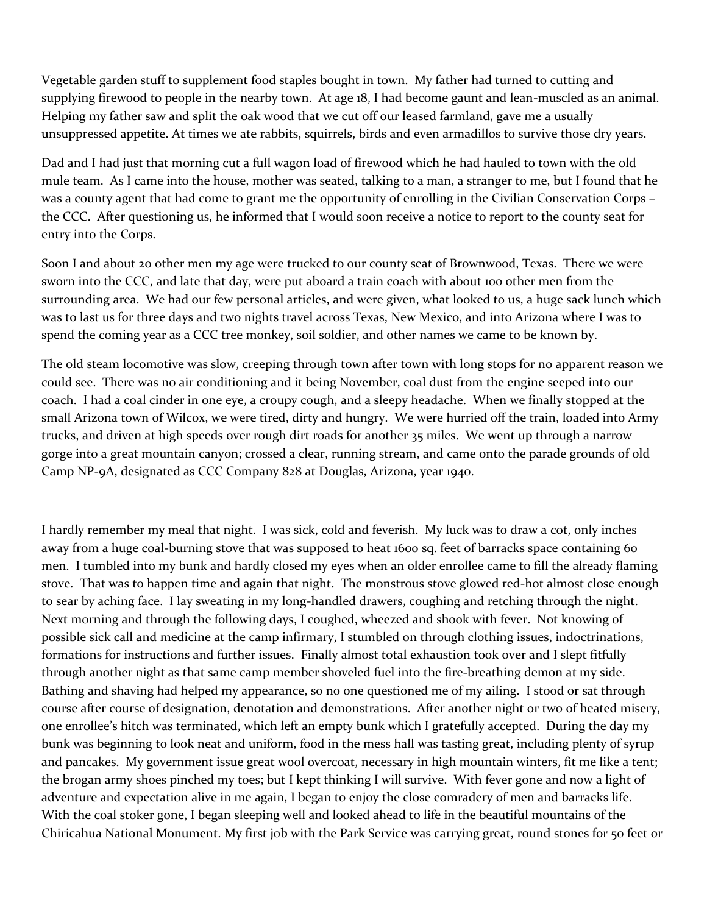Vegetable garden stuff to supplement food staples bought in town. My father had turned to cutting and supplying firewood to people in the nearby town. At age 18, I had become gaunt and lean-muscled as an animal. Helping my father saw and split the oak wood that we cut off our leased farmland, gave me a usually unsuppressed appetite. At times we ate rabbits, squirrels, birds and even armadillos to survive those dry years.

Dad and I had just that morning cut a full wagon load of firewood which he had hauled to town with the old mule team. As I came into the house, mother was seated, talking to a man, a stranger to me, but I found that he was a county agent that had come to grant me the opportunity of enrolling in the Civilian Conservation Corps – the CCC. After questioning us, he informed that I would soon receive a notice to report to the county seat for entry into the Corps.

Soon I and about 20 other men my age were trucked to our county seat of Brownwood, Texas. There we were sworn into the CCC, and late that day, were put aboard a train coach with about 100 other men from the surrounding area. We had our few personal articles, and were given, what looked to us, a huge sack lunch which was to last us for three days and two nights travel across Texas, New Mexico, and into Arizona where I was to spend the coming year as a CCC tree monkey, soil soldier, and other names we came to be known by.

The old steam locomotive was slow, creeping through town after town with long stops for no apparent reason we could see. There was no air conditioning and it being November, coal dust from the engine seeped into our coach. I had a coal cinder in one eye, a croupy cough, and a sleepy headache. When we finally stopped at the small Arizona town of Wilcox, we were tired, dirty and hungry. We were hurried off the train, loaded into Army trucks, and driven at high speeds over rough dirt roads for another 35 miles. We went up through a narrow gorge into a great mountain canyon; crossed a clear, running stream, and came onto the parade grounds of old Camp NP-9A, designated as CCC Company 828 at Douglas, Arizona, year 1940.

I hardly remember my meal that night. I was sick, cold and feverish. My luck was to draw a cot, only inches away from a huge coal-burning stove that was supposed to heat 1600 sq. feet of barracks space containing 60 men. I tumbled into my bunk and hardly closed my eyes when an older enrollee came to fill the already flaming stove. That was to happen time and again that night. The monstrous stove glowed red-hot almost close enough to sear by aching face. I lay sweating in my long-handled drawers, coughing and retching through the night. Next morning and through the following days, I coughed, wheezed and shook with fever. Not knowing of possible sick call and medicine at the camp infirmary, I stumbled on through clothing issues, indoctrinations, formations for instructions and further issues. Finally almost total exhaustion took over and I slept fitfully through another night as that same camp member shoveled fuel into the fire-breathing demon at my side. Bathing and shaving had helped my appearance, so no one questioned me of my ailing. I stood or sat through course after course of designation, denotation and demonstrations. After another night or two of heated misery, one enrollee's hitch was terminated, which left an empty bunk which I gratefully accepted. During the day my bunk was beginning to look neat and uniform, food in the mess hall was tasting great, including plenty of syrup and pancakes. My government issue great wool overcoat, necessary in high mountain winters, fit me like a tent; the brogan army shoes pinched my toes; but I kept thinking I will survive. With fever gone and now a light of adventure and expectation alive in me again, I began to enjoy the close comradery of men and barracks life. With the coal stoker gone, I began sleeping well and looked ahead to life in the beautiful mountains of the Chiricahua National Monument. My first job with the Park Service was carrying great, round stones for 50 feet or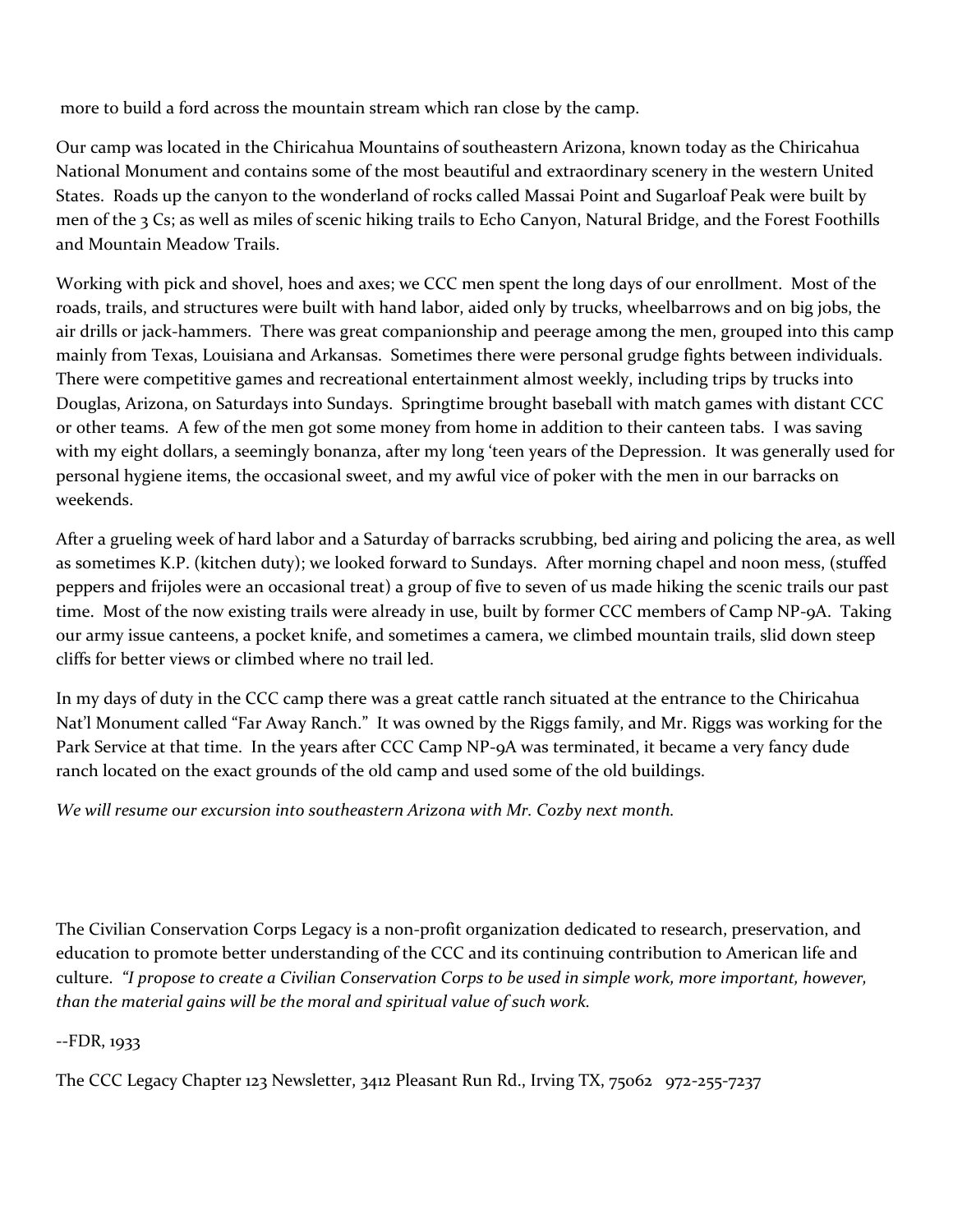more to build a ford across the mountain stream which ran close by the camp.

Our camp was located in the Chiricahua Mountains of southeastern Arizona, known today as the Chiricahua National Monument and contains some of the most beautiful and extraordinary scenery in the western United States. Roads up the canyon to the wonderland of rocks called Massai Point and Sugarloaf Peak were built by men of the 3 Cs; as well as miles of scenic hiking trails to Echo Canyon, Natural Bridge, and the Forest Foothills and Mountain Meadow Trails.

Working with pick and shovel, hoes and axes; we CCC men spent the long days of our enrollment. Most of the roads, trails, and structures were built with hand labor, aided only by trucks, wheelbarrows and on big jobs, the air drills or jack-hammers. There was great companionship and peerage among the men, grouped into this camp mainly from Texas, Louisiana and Arkansas. Sometimes there were personal grudge fights between individuals. There were competitive games and recreational entertainment almost weekly, including trips by trucks into Douglas, Arizona, on Saturdays into Sundays. Springtime brought baseball with match games with distant CCC or other teams. A few of the men got some money from home in addition to their canteen tabs. I was saving with my eight dollars, a seemingly bonanza, after my long 'teen years of the Depression. It was generally used for personal hygiene items, the occasional sweet, and my awful vice of poker with the men in our barracks on weekends.

After a grueling week of hard labor and a Saturday of barracks scrubbing, bed airing and policing the area, as well as sometimes K.P. (kitchen duty); we looked forward to Sundays. After morning chapel and noon mess, (stuffed peppers and frijoles were an occasional treat) a group of five to seven of us made hiking the scenic trails our past time. Most of the now existing trails were already in use, built by former CCC members of Camp NP-9A. Taking our army issue canteens, a pocket knife, and sometimes a camera, we climbed mountain trails, slid down steep cliffs for better views or climbed where no trail led.

In my days of duty in the CCC camp there was a great cattle ranch situated at the entrance to the Chiricahua Nat'l Monument called "Far Away Ranch." It was owned by the Riggs family, and Mr. Riggs was working for the Park Service at that time. In the years after CCC Camp NP-9A was terminated, it became a very fancy dude ranch located on the exact grounds of the old camp and used some of the old buildings.

*We will resume our excursion into southeastern Arizona with Mr. Cozby next month.*

The Civilian Conservation Corps Legacy is a non-profit organization dedicated to research, preservation, and education to promote better understanding of the CCC and its continuing contribution to American life and culture. *"I propose to create a Civilian Conservation Corps to be used in simple work, more important, however, than the material gains will be the moral and spiritual value of such work.*

--FDR, 1933

The CCC Legacy Chapter 123 Newsletter, 3412 Pleasant Run Rd., Irving TX, 75062 972-255-7237